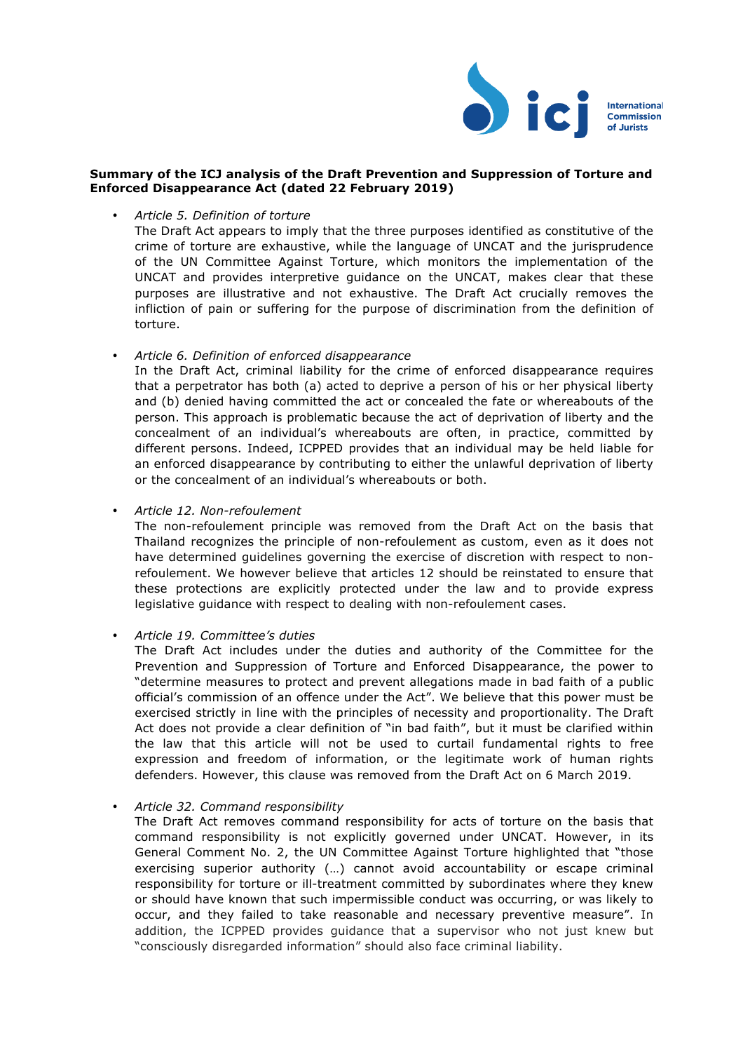**Summary of the ICJ analysis of the Draft Prevention and Suppression of Torture and Enforced Disappearance Act (dated 22 February 2019)**

- *Article 5. Definition of torture*
  The Draft Act appears to imply that the three purposes identified as constitutive of the crime of torture are exhaustive, while the language of UNCAT and the jurisprudence of the UN Committee Against Torture, which monitors the implementation of the UNCAT and provides interpretive guidance on the UNCAT, makes clear that these purposes are illustrative and not exhaustive. The Draft Act crucially removes the infliction of pain or suffering for the purpose of discrimination from the definition of torture.

- *Article 6. Definition of enforced disappearance*
  In the Draft Act, criminal liability for the crime of enforced disappearance requires that a perpetrator has both (a) acted to deprive a person of his or her physical liberty and (b) denied having committed the act or concealed the fate or whereabouts of the person. This approach is problematic because the act of deprivation of liberty and the concealment of an individual's whereabouts are often, in practice, committed by different persons. Indeed, ICPPED provides that an individual may be held liable for an enforced disappearance by contributing to either the unlawful deprivation of liberty or the concealment of an individual's whereabouts or both.

- *Article 12. Non-refoulement*
  The non-refoulement principle was removed from the Draft Act on the basis that Thailand recognizes the principle of non-refoulement as custom, even as it does not have determined guidelines governing the exercise of discretion with respect to non-refoulement. We however believe that articles 12 should be reinstated to ensure that these protections are explicitly protected under the law and to provide express legislative guidance with respect to dealing with non-refoulement cases.

- *Article 19. Committee's duties*
  The Draft Act includes under the duties and authority of the Committee for the Prevention and Suppression of Torture and Enforced Disappearance, the power to "determine measures to protect and prevent allegations made in bad faith of a public official's commission of an offence under the Act". We believe that this power must be exercised strictly in line with the principles of necessity and proportionality. The Draft Act does not provide a clear definition of "in bad faith", but it must be clarified within the law that this article will not be used to curtail fundamental rights to free expression and freedom of information, or the legitimate work of human rights defenders. However, this clause was removed from the Draft Act on 6 March 2019.

- *Article 32. Command responsibility*
  The Draft Act removes command responsibility for acts of torture on the basis that command responsibility is not explicitly governed under UNCAT. However, in its General Comment No. 2, the UN Committee Against Torture highlighted that "those exercising superior authority (…) cannot avoid accountability or escape criminal responsibility for torture or ill-treatment committed by subordinates where they knew or should have known that such impermissible conduct was occurring, or was likely to occur, and they failed to take reasonable and necessary preventive measure". In addition, the ICPPED provides guidance that a supervisor who not just knew but "consciously disregarded information" should also face criminal liability.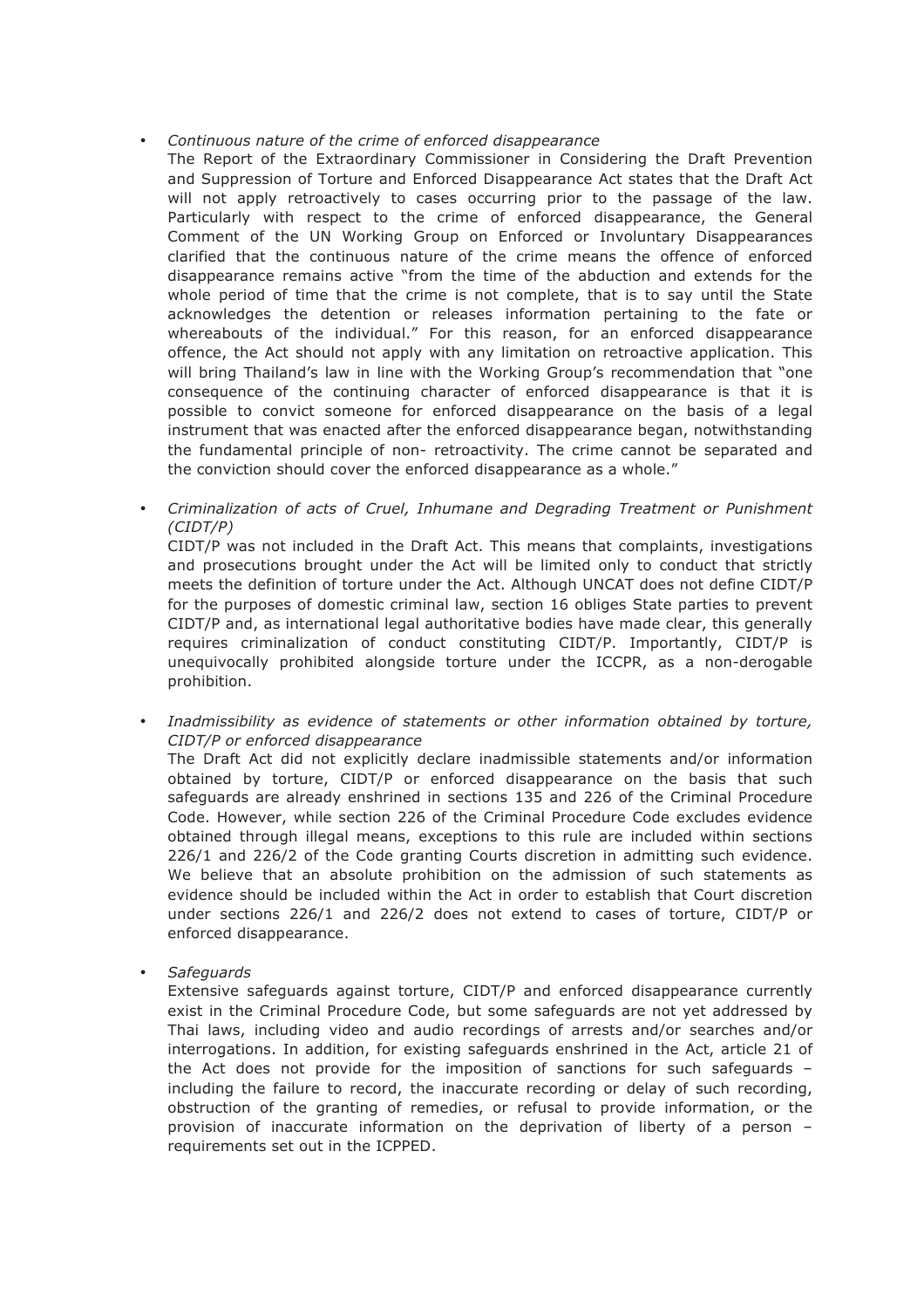- *Continuous nature of the crime of enforced disappearance*

  The Report of the Extraordinary Commissioner in Considering the Draft Prevention and Suppression of Torture and Enforced Disappearance Act states that the Draft Act will not apply retroactively to cases occurring prior to the passage of the law. Particularly with respect to the crime of enforced disappearance, the General Comment of the UN Working Group on Enforced or Involuntary Disappearances clarified that the continuous nature of the crime means the offence of enforced disappearance remains active "from the time of the abduction and extends for the whole period of time that the crime is not complete, that is to say until the State acknowledges the detention or releases information pertaining to the fate or whereabouts of the individual." For this reason, for an enforced disappearance offence, the Act should not apply with any limitation on retroactive application. This will bring Thailand's law in line with the Working Group's recommendation that "one consequence of the continuing character of enforced disappearance is that it is possible to convict someone for enforced disappearance on the basis of a legal instrument that was enacted after the enforced disappearance began, notwithstanding the fundamental principle of non- retroactivity. The crime cannot be separated and the conviction should cover the enforced disappearance as a whole."

- *Criminalization of acts of Cruel, Inhumane and Degrading Treatment or Punishment (CIDT/P)*

  CIDT/P was not included in the Draft Act. This means that complaints, investigations and prosecutions brought under the Act will be limited only to conduct that strictly meets the definition of torture under the Act. Although UNCAT does not define CIDT/P for the purposes of domestic criminal law, section 16 obliges State parties to prevent CIDT/P and, as international legal authoritative bodies have made clear, this generally requires criminalization of conduct constituting CIDT/P. Importantly, CIDT/P is unequivocally prohibited alongside torture under the ICCPR, as a non-derogable prohibition.

- *Inadmissibility as evidence of statements or other information obtained by torture, CIDT/P or enforced disappearance*

  The Draft Act did not explicitly declare inadmissible statements and/or information obtained by torture, CIDT/P or enforced disappearance on the basis that such safeguards are already enshrined in sections 135 and 226 of the Criminal Procedure Code. However, while section 226 of the Criminal Procedure Code excludes evidence obtained through illegal means, exceptions to this rule are included within sections 226/1 and 226/2 of the Code granting Courts discretion in admitting such evidence. We believe that an absolute prohibition on the admission of such statements as evidence should be included within the Act in order to establish that Court discretion under sections 226/1 and 226/2 does not extend to cases of torture, CIDT/P or enforced disappearance.

- *Safeguards*

  Extensive safeguards against torture, CIDT/P and enforced disappearance currently exist in the Criminal Procedure Code, but some safeguards are not yet addressed by Thai laws, including video and audio recordings of arrests and/or searches and/or interrogations. In addition, for existing safeguards enshrined in the Act, article 21 of the Act does not provide for the imposition of sanctions for such safeguards – including the failure to record, the inaccurate recording or delay of such recording, obstruction of the granting of remedies, or refusal to provide information, or the provision of inaccurate information on the deprivation of liberty of a person – requirements set out in the ICPPED.